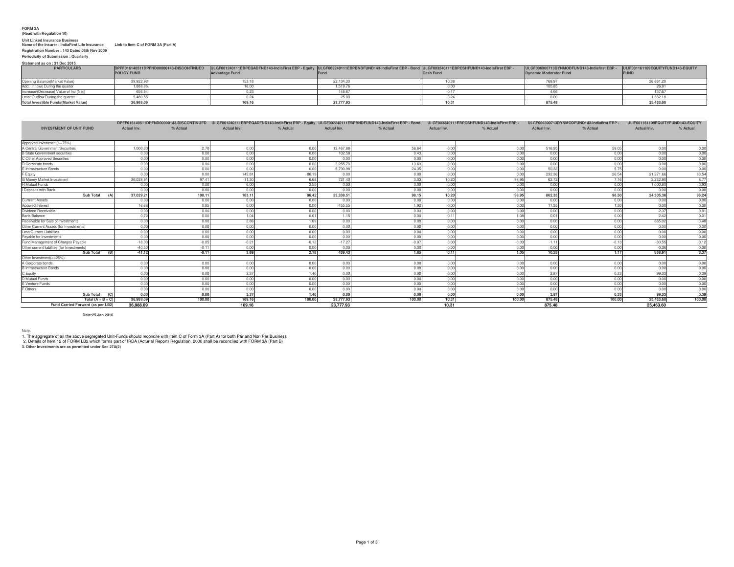**FORM 3A**
**(Read with Regulation 10)**

**Unit Linked Insurance Business**
**Name of the Insurer : IndiaFirst Life Insurance** **Link to Item C of FORM 3A (Part A)**
**Registration Number : 143 Dated 05th Nov 2009**
**Periodicity of Submission : Quarterly**

**Statement as on : 31 Dec 2015**

| PARTICULARS | DPFF016140511DPFND00000143-DISCONTINUED POLICY FUND | ULGF001240111EBPEQADFND143-IndiaFirst EBP - Equity Advantage Fund | ULGF002240111EBPBNDFUND143-IndiaFirst EBP - Bond Fund | ULGF003240111EBPCSHFUND143-IndiaFirst EBP - Cash Fund | ULGF006300713DYNMODFUND143-Indiafirst EBP - Dynamic Moderator Fund | ULIF001161109EQUITYFUND143-EQUITY FUND |
|---|---|---|---|---|---|---|
| Opening Balance(Market Value) | 39,922.93 | 153.18 | 22,134.30 | 10.38 | 769.97 | 26,861.20 |
| Add: Inflows During the quarter | 1,888.86 | 16.00 | 1,519.76 | 0.00 | 100.85 | 26.91 |
| Increase/(Decrease) Value of Inv [Net] | 656.84 | 0.23 | 148.87 | 0.17 | 4.66 | 137.67 |
| Less: Outflow During the quarter | 5,480.55 | 0.24 | 25.00 | 0.24 | 0.00 | 1,562.18 |
| **Total Investible Funds(Market Value)** | **36,988.09** | **169.16** | **23,777.93** | **10.31** | **875.48** | **25,463.60** |

| INVESTMENT OF UNIT FUND | DPFF016140511DPFND00000143-DISCONTINUED | | ULGF001240111EBPEQADFND143-IndiaFirst EBP - Equity | | ULGF002240111EBPBNDFUND143-IndiaFirst EBP - Bond | | ULGF003240111EBPCSHFUND143-IndiaFirst EBP - | | ULGF006300713DYNMODFUND143-Indiafirst EBP - | | ULIF001161109EQUITYFUND143-EQUITY | |
|---|---|---|---|---|---|---|---|---|---|---|---|---|
| | Actual Inv. | % Actual | Actual Inv. | % Actual | Actual Inv. | % Actual | Actual Inv. | % Actual | Actual Inv. | % Actual | Actual Inv. | % Actual |
| Apporved Investment(>=75%) | | | | | | | | | | | | |
| A Central Government Securities | 1,000.30 | 2.70 | 0.00 | 0.00 | 13,467.86 | 56.64 | 0.00 | 0.00 | 516.95 | 59.05 | 0.00 | 0.00 |
| B State Government securities | 0.00 | 0.00 | 0.00 | 0.00 | 102.58 | 0.43 | 0.00 | 0.00 | 0.00 | 0.00 | 0.00 | 0.00 |
| C Other Approved Securities | 0.00 | 0.00 | 0.00 | 0.00 | 0.00 | 0.00 | 0.00 | 0.00 | 0.00 | 0.00 | 0.00 | 0.00 |
| D Corporate bonds | 0.00 | 0.00 | 0.00 | 0.00 | 3,255.70 | 13.69 | 0.00 | 0.00 | 0.00 | 0.00 | 0.00 | 0.00 |
| E Infrastructure Bonds | 0.00 | 0.00 | 0.00 | 0.00 | 5,790.98 | 24.35 | 0.00 | 0.00 | 50.33 | 5.75 | 0.00 | 0.00 |
| F Equity | 0.00 | 0.00 | 145.81 | 86.19 | 0.00 | 0.00 | 0.00 | 0.00 | 232.36 | 26.54 | 21,271.66 | 83.54 |
| G Money Market Investment | 36,028.91 | 97.41 | 11.30 | 6.68 | 721.40 | 3.03 | 10.20 | 98.95 | 62.72 | 7.16 | 2,232.90 | 8.77 |
| H Mutual Funds | 0.00 | 0.00 | 6.00 | 3.55 | 0.00 | 0.00 | 0.00 | 0.00 | 0.00 | 0.00 | 1,000.80 | 3.93 |
| I Deposits with Bank | 0.00 | 0.00 | 0.00 | 0.00 | 0.00 | 0.00 | 0.00 | 0.00 | 0.00 | 0.00 | 0.00 | 0.00 |
| **Sub Total (A)** | **37,029.21** | **100.11** | **163.11** | **96.42** | **23,338.51** | **98.15** | **10.20** | **98.95** | **862.35** | **98.50** | **24,505.36** | **96.24** |
| Currrent Assets | 0.00 | 0.00 | 0.00 | 0.00 | 0.00 | 0.00 | 0.00 | 0.00 | 0.00 | 0.00 | 0.00 | 0.00 |
| Accured Interest | 16.66 | 0.05 | 0.00 | 0.00 | 455.55 | 1.92 | 0.00 | 0.00 | 11.35 | 1.30 | 0.00 | 0.00 |
| Dividend Receivable | 0.00 | 0.00 | 0.00 | 0.00 | 0.00 | 0.00 | 0.00 | 0.00 | 0.00 | 0.00 | 2.37 | 0.01 |
| Bank Balance | 0.72 | 0.00 | 1.04 | 0.61 | 1.15 | 0.00 | 0.11 | 1.08 | 0.01 | 0.00 | 2.42 | 0.01 |
| Receivable for Sale of investments | 0.00 | 0.00 | 2.86 | 1.69 | 0.00 | 0.00 | 0.00 | 0.00 | 0.00 | 0.00 | 885.02 | 3.48 |
| Other Current Assets (for Investments) | 0.00 | 0.00 | 0.00 | 0.00 | 0.00 | 0.00 | 0.00 | 0.00 | 0.00 | 0.00 | 0.00 | 0.00 |
| Less:Current Liabilities | 0.00 | 0.00 | 0.00 | 0.00 | 0.00 | 0.00 | 0.00 | 0.00 | 0.00 | 0.00 | 0.00 | 0.00 |
| Payable for Investments | 0.00 | 0.00 | 0.00 | 0.00 | 0.00 | 0.00 | 0.00 | 0.00 | 0.00 | 0.00 | 0.00 | 0.00 |
| Fund Management of Charges Payable | -18.00 | -0.05 | -0.21 | -0.12 | -17.27 | -0.07 | 0.00 | -0.03 | -1.11 | -0.13 | -30.55 | -0.12 |
| Other current liabilites (for Investments) | -40.50 | -0.11 | 0.00 | 0.00 | 0.00 | 0.00 | 0.00 | 0.00 | 0.00 | 0.00 | -0.36 | 0.00 |
| **Sub Total (B)** | **-41.12** | **-0.11** | **3.69** | **2.18** | **439.43** | **1.85** | **0.11** | **1.05** | **10.25** | **1.17** | **858.91** | **3.37** |
| Other Investment(<=25%) | | | | | | | | | | | | |
| A Corporate bonds | 0.00 | 0.00 | 0.00 | 0.00 | 0.00 | 0.00 | 0.00 | 0.00 | 0.00 | 0.00 | 0.00 | 0.00 |
| B Infrastructure Bonds | 0.00 | 0.00 | 0.00 | 0.00 | 0.00 | 0.00 | 0.00 | 0.00 | 0.00 | 0.00 | 0.00 | 0.00 |
| C Equity | 0.00 | 0.00 | 2.37 | 1.40 | 0.00 | 0.00 | 0.00 | 0.00 | 2.87 | 0.33 | 99.33 | 0.39 |
| D Mutual Funds | 0.00 | 0.00 | 0.00 | 0.00 | 0.00 | 0.00 | 0.00 | 0.00 | 0.00 | 0.00 | 0.00 | 0.00 |
| E Venture Funds | 0.00 | 0.00 | 0.00 | 0.00 | 0.00 | 0.00 | 0.00 | 0.00 | 0.00 | 0.00 | 0.00 | 0.00 |
| F Others | 0.00 | 0.00 | 0.00 | 0.00 | 0.00 | 0.00 | 0.00 | 0.00 | 0.00 | 0.00 | 0.00 | 0.00 |
| **Sub Total (C)** | **0.00** | **0.00** | **2.37** | **1.40** | **0.00** | **0.00** | **0.00** | **0.00** | **2.87** | **0.33** | **99.33** | **0.39** |
| **Total (A + B + C)** | **36,988.09** | **100.00** | **169.16** | **100.00** | **23,777.93** | **100.00** | **10.31** | **100.00** | **875.48** | **100.00** | **25,463.60** | **100.00** |
| **Fund Carried Forward (as per LB2)** | **36,988.09** | | **169.16** | | **23,777.93** | | **10.31** | | **875.48** | | **25,463.60** | |

**Date:25 Jan 2016**

Note:
1. The aggregate of all the above segregated Unit-Funds should reconcile with item C of Form 3A (Part A) for both Par and Non Par Business
2. Details of Item 12 of FORM LB2 which forms part of IRDA (Acturial Report) Regulation, 2000 shall be reconciled with FORM 3A (Part B)
**3. Other Investments are as permitted under Sec 27A(2)**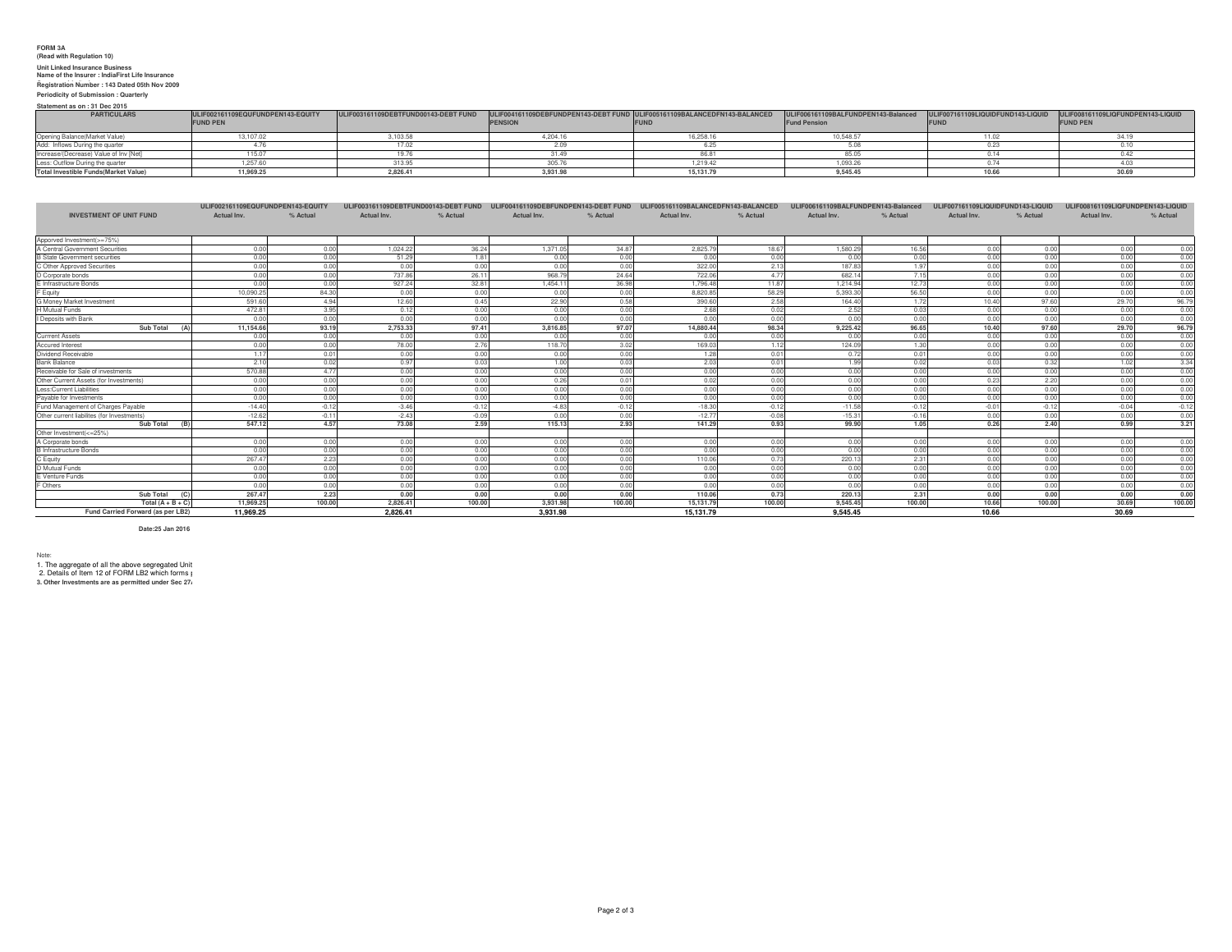**FORM 3A**
**(Read with Regulation 10)**

**Unit Linked Insurance Business**
**Name of the Insurer : IndiaFirst Life Insurance**
**Registration Number : 143 Dated 05th Nov 2009**
**Periodicity of Submission : Quarterly**

**Statement as on : 31 Dec 2015**

| PARTICULARS | ULIF002161109EQUFUNDPEN143-EQUITY FUND PEN | ULIF003161109DEBTFUND00143-DEBT FUND | ULIF004161109DEBFUNDPEN143-DEBT FUND PENSION | ULIF005161109BALANCEDFN143-BALANCED FUND | ULIF006161109BALFUNDPEN143-Balanced Fund Pension | ULIF007161109LIQUIDFUND143-LIQUID FUND | ULIF008161109LIQFUNDPEN143-LIQUID FUND PEN |
|---|---|---|---|---|---|---|---|
| Opening Balance(Market Value) | 13,107.02 | 3,103.58 | 4,204.16 | 16,258.16 | 10,548.57 | 11.02 | 34.19 |
| Add: Inflows During the quarter | 4.76 | 17.02 | 2.09 | 6.25 | 5.08 | 0.23 | 0.10 |
| Increase/(Decrease) Value of Inv [Net] | 115.07 | 19.76 | 31.49 | 86.81 | 85.05 | 0.14 | 0.42 |
| Less: Outflow During the quarter | 1,257.60 | 313.95 | 305.76 | 1,219.42 | 1,093.26 | 0.74 | 4.03 |
| **Total Investible Funds(Market Value)** | **11,969.25** | **2,826.41** | **3,931.98** | **15,131.79** | **9,545.45** | **10.66** | **30.69** |

| INVESTMENT OF UNIT FUND | ULIF002161109EQUFUNDPEN143-EQUITY | | ULIF003161109DEBTFUND00143-DEBT FUND | | ULIF004161109DEBFUNDPEN143-DEBT FUND | | ULIF005161109BALANCEDFN143-BALANCED | | ULIF006161109BALFUNDPEN143-Balanced | | ULIF007161109LIQUIDFUND143-LIQUID | | ULIF008161109LIQFUNDPEN143-LIQUID | |
|---|---|---|---|---|---|---|---|---|---|---|---|---|---|---|
| | Actual Inv. | % Actual | Actual Inv. | % Actual | Actual Inv. | % Actual | Actual Inv. | % Actual | Actual Inv. | % Actual | Actual Inv. | % Actual | Actual Inv. | % Actual |
| Apporved Investment(>=75%) | | | | | | | | | | | | | | |
| A Central Government Securities | 0.00 | 0.00 | 1,024.22 | 36.24 | 1,371.05 | 34.87 | 2,825.79 | 18.67 | 1,580.29 | 16.56 | 0.00 | 0.00 | 0.00 | 0.00 |
| B State Government securities | 0.00 | 0.00 | 51.29 | 1.81 | 0.00 | 0.00 | 0.00 | 0.00 | 0.00 | 0.00 | 0.00 | 0.00 | 0.00 | 0.00 |
| C Other Approved Securities | 0.00 | 0.00 | 0.00 | 0.00 | 0.00 | 0.00 | 322.00 | 2.13 | 187.83 | 1.97 | 0.00 | 0.00 | 0.00 | 0.00 |
| D Corporate bonds | 0.00 | 0.00 | 737.86 | 26.11 | 968.79 | 24.64 | 722.06 | 4.77 | 682.14 | 7.15 | 0.00 | 0.00 | 0.00 | 0.00 |
| E Infrastructure Bonds | 0.00 | 0.00 | 927.24 | 32.81 | 1,454.11 | 36.98 | 1,796.48 | 11.87 | 1,214.94 | 12.73 | 0.00 | 0.00 | 0.00 | 0.00 |
| F Equity | 10,090.25 | 84.30 | 0.00 | 0.00 | 0.00 | 0.00 | 8,820.85 | 58.29 | 5,393.30 | 56.50 | 0.00 | 0.00 | 0.00 | 0.00 |
| G Money Market Investment | 591.60 | 4.94 | 12.60 | 0.45 | 22.90 | 0.58 | 390.60 | 2.58 | 164.40 | 1.72 | 10.40 | 97.60 | 29.70 | 96.79 |
| H Mutual Funds | 472.81 | 3.95 | 0.12 | 0.00 | 0.00 | 0.00 | 2.68 | 0.02 | 2.52 | 0.03 | 0.00 | 0.00 | 0.00 | 0.00 |
| I Deposits with Bank | 0.00 | 0.00 | 0.00 | 0.00 | 0.00 | 0.00 | 0.00 | 0.00 | 0.00 | 0.00 | 0.00 | 0.00 | 0.00 | 0.00 |
| **Sub Total (A)** | **11,154.66** | **93.19** | **2,753.33** | **97.41** | **3,816.85** | **97.07** | **14,880.44** | **98.34** | **9,225.42** | **96.65** | **10.40** | **97.60** | **29.70** | **96.79** |
| Currrent Assets | 0.00 | 0.00 | 0.00 | 0.00 | 0.00 | 0.00 | 0.00 | 0.00 | 0.00 | 0.00 | 0.00 | 0.00 | 0.00 | 0.00 |
| Accured Interest | 0.00 | 0.00 | 78.00 | 2.76 | 118.70 | 3.02 | 169.03 | 1.12 | 124.09 | 1.30 | 0.00 | 0.00 | 0.00 | 0.00 |
| Dividend Receivable | 1.17 | 0.01 | 0.00 | 0.00 | 0.00 | 0.00 | 1.28 | 0.01 | 0.72 | 0.01 | 0.00 | 0.00 | 0.00 | 0.00 |
| Bank Balance | 2.10 | 0.02 | 0.97 | 0.03 | 1.00 | 0.03 | 2.03 | 0.01 | 1.99 | 0.02 | 0.03 | 0.32 | 1.02 | 3.34 |
| Receivable for Sale of investments | 570.88 | 4.77 | 0.00 | 0.00 | 0.00 | 0.00 | 0.00 | 0.00 | 0.00 | 0.00 | 0.00 | 0.00 | 0.00 | 0.00 |
| Other Current Assets (for Investments) | 0.00 | 0.00 | 0.00 | 0.00 | 0.26 | 0.01 | 0.02 | 0.00 | 0.00 | 0.00 | 0.23 | 2.20 | 0.00 | 0.00 |
| Less:Current Liabilities | 0.00 | 0.00 | 0.00 | 0.00 | 0.00 | 0.00 | 0.00 | 0.00 | 0.00 | 0.00 | 0.00 | 0.00 | 0.00 | 0.00 |
| Payable for Investments | 0.00 | 0.00 | 0.00 | 0.00 | 0.00 | 0.00 | 0.00 | 0.00 | 0.00 | 0.00 | 0.00 | 0.00 | 0.00 | 0.00 |
| Fund Management of Charges Payable | -14.40 | -0.12 | -3.46 | -0.12 | -4.83 | -0.12 | -18.30 | -0.12 | -11.58 | -0.12 | -0.01 | -0.12 | -0.04 | -0.12 |
| Other current liabilites (for Investments) | -12.62 | -0.11 | -2.43 | -0.09 | 0.00 | 0.00 | -12.77 | -0.08 | -15.31 | -0.16 | 0.00 | 0.00 | 0.00 | 0.00 |
| **Sub Total (B)** | **547.12** | **4.57** | **73.08** | **2.59** | **115.13** | **2.93** | **141.29** | **0.93** | **99.90** | **1.05** | **0.26** | **2.40** | **0.99** | **3.21** |
| Other Investment(<=25%) | | | | | | | | | | | | | | |
| A Corporate bonds | 0.00 | 0.00 | 0.00 | 0.00 | 0.00 | 0.00 | 0.00 | 0.00 | 0.00 | 0.00 | 0.00 | 0.00 | 0.00 | 0.00 |
| B Infrastructure Bonds | 0.00 | 0.00 | 0.00 | 0.00 | 0.00 | 0.00 | 0.00 | 0.00 | 0.00 | 0.00 | 0.00 | 0.00 | 0.00 | 0.00 |
| C Equity | 267.47 | 2.23 | 0.00 | 0.00 | 0.00 | 0.00 | 110.06 | 0.73 | 220.13 | 2.31 | 0.00 | 0.00 | 0.00 | 0.00 |
| D Mutual Funds | 0.00 | 0.00 | 0.00 | 0.00 | 0.00 | 0.00 | 0.00 | 0.00 | 0.00 | 0.00 | 0.00 | 0.00 | 0.00 | 0.00 |
| E Venture Funds | 0.00 | 0.00 | 0.00 | 0.00 | 0.00 | 0.00 | 0.00 | 0.00 | 0.00 | 0.00 | 0.00 | 0.00 | 0.00 | 0.00 |
| F Others | 0.00 | 0.00 | 0.00 | 0.00 | 0.00 | 0.00 | 0.00 | 0.00 | 0.00 | 0.00 | 0.00 | 0.00 | 0.00 | 0.00 |
| **Sub Total (C)** | **267.47** | **2.23** | **0.00** | **0.00** | **0.00** | **0.00** | **110.06** | **0.73** | **220.13** | **2.31** | **0.00** | **0.00** | **0.00** | **0.00** |
| **Total (A + B + C)** | **11,969.25** | **100.00** | **2,826.41** | **100.00** | **3,931.98** | **100.00** | **15,131.79** | **100.00** | **9,545.45** | **100.00** | **10.66** | **100.00** | **30.69** | **100.00** |
| **Fund Carried Forward (as per LB2)** | **11,969.25** | | **2,826.41** | | **3,931.98** | | **15,131.79** | | **9,545.45** | | **10.66** | | **30.69** | |

**Date:25 Jan 2016**

Note:

1. The aggregate of all the above segregated Unit
2. Details of Item 12 of FORM LB2 which forms p
3. **Other Investments are as permitted under Sec 27**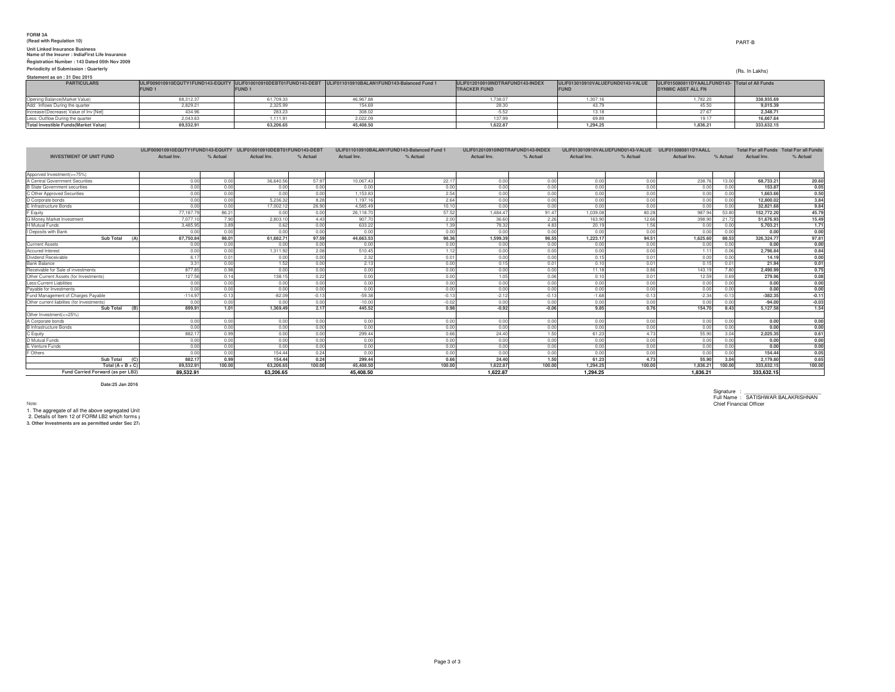FORM 3A
(Read with Regulation 10)

PART-B

Unit Linked Insurance Business
Name of the Insurer : IndiaFirst Life Insurance
Registration Number : 143 Dated 05th Nov 2009
Periodicity of Submission : Quarterly

Statement as on : 31 Dec 2015

(Rs. In Lakhs)

| PARTICULARS | ULIF009010910EQUTY1FUND143-EQUITY FUND 1 | ULIF010010910DEBT01FUND143-DEBT FUND 1 | ULIF011010910BALAN1FUND143-Balanced Fund 1 | ULIF012010910INDTRAFUND143-INDEX TRACKER FUND | ULIF013010910VALUEFUND0143-VALUE FUND | ULIF015080811DYAALLFUND143-DYNMIC ASST ALL FN | Total of All Funds |
|---|---|---|---|---|---|---|---|
| Opening Balance(Market Value) | 88,312.37 | 61,709.33 | 46,967.88 | 1,738.07 | 1,307.16 | 1,782.20 | 338,935.69 |
| Add: Inflows During the quarter | 2,829.21 | 2,325.99 | 154.69 | 28.30 | 43.79 | 45.50 | 9,015.39 |
| Increase/(Decrease) Value of Inv [Net] | 434.96 | 283.23 | 308.02 | -5.52 | 13.18 | 27.67 | 2,348.71 |
| Less: Outflow During the quarter | 2,043.63 | 1,111.91 | 2,022.09 | 137.99 | 69.89 | 19.17 | 16,667.64 |
| **Total Investible Funds(Market Value)** | **89,532.91** | **63,206.65** | **45,408.50** | **1,622.87** | **1,294.25** | **1,836.21** | **333,632.15** |

| INVESTMENT OF UNIT FUND | ULIF009010910EQUTY1FUND143-EQUITY | | ULIF010010910DEBT01FUND143-DEBT | | ULIF011010910BALAN1FUND143-Balanced Fund 1 | | ULIF012010910INDTRAFUND143-INDEX | | ULIF013010910VALUEFUND0143-VALUE | | ULIF015080811DYAALL | | Total For all Funds | Total For all Funds |
|---|---|---|---|---|---|---|---|---|---|---|---|---|---|---|
| | Actual Inv. | % Actual | Actual Inv. | % Actual | Actual Inv. | % Actual | Actual Inv. | % Actual | Actual Inv. | % Actual | Actual Inv. | % Actual | Actual Inv. | % Actual |
| Apporved Investment(>=75%) | | | | | | | | | | | | | | |
| A Central Government Securities | 0.00 | 0.00 | 36,640.56 | 57.97 | 10,067.43 | 22.17 | 0.00 | 0.00 | 0.00 | 0.00 | 238.76 | 13.00 | **68,733.21** | **20.60** |
| B State Government securities | 0.00 | 0.00 | 0.00 | 0.00 | 0.00 | 0.00 | 0.00 | 0.00 | 0.00 | 0.00 | 0.00 | 0.00 | **153.87** | **0.05** |
| C Other Approved Securities | 0.00 | 0.00 | 0.00 | 0.00 | 1,153.83 | 2.54 | 0.00 | 0.00 | 0.00 | 0.00 | 0.00 | 0.00 | **1,663.66** | **0.50** |
| D Corporate bonds | 0.00 | 0.00 | 5,236.32 | 8.28 | 1,197.16 | 2.64 | 0.00 | 0.00 | 0.00 | 0.00 | 0.00 | 0.00 | **12,800.02** | **3.84** |
| E Infrastructure Bonds | 0.00 | 0.00 | 17,002.12 | 26.90 | 4,585.49 | 10.10 | 0.00 | 0.00 | 0.00 | 0.00 | 0.00 | 0.00 | **32,821.68** | **9.84** |
| F Equity | 77,187.79 | 86.21 | 0.00 | 0.00 | 26,118.70 | 57.52 | 1,484.47 | 91.47 | 1,039.08 | 80.28 | 987.94 | 53.80 | **152,772.20** | **45.79** |
| G Money Market Investment | 7,077.10 | 7.90 | 2,803.10 | 4.43 | 907.70 | 2.00 | 36.60 | 2.26 | 163.90 | 12.66 | 398.90 | 21.72 | **51,676.93** | **15.49** |
| H Mutual Funds | 3,485.95 | 3.89 | 0.62 | 0.00 | 633.22 | 1.39 | 78.32 | 4.83 | 20.19 | 1.56 | 0.00 | 0.00 | **5,703.21** | **1.71** |
| I Deposits with Bank | 0.00 | 0.00 | 0.00 | 0.00 | 0.00 | 0.00 | 0.00 | 0.00 | 0.00 | 0.00 | 0.00 | 0.00 | **0.00** | **0.00** |
| **Sub Total (A)** | **87,750.84** | **98.01** | **61,682.71** | **97.59** | **44,663.53** | **98.36** | **1,599.39** | **98.55** | **1,223.17** | **94.51** | **1,625.60** | **88.53** | **326,324.77** | **97.81** |
| Currrent Assets | 0.00 | 0.00 | 0.00 | 0.00 | 0.00 | 0.00 | 0.00 | 0.00 | 0.00 | 0.00 | 0.00 | 0.00 | **0.00** | **0.00** |
| Accured Interest | 0.00 | 0.00 | 1,311.92 | 2.08 | 510.45 | 1.12 | 0.00 | 0.00 | 0.00 | 0.00 | 1.11 | 0.06 | **2,796.84** | **0.84** |
| Dividend Receivable | 6.17 | 0.01 | 0.00 | 0.00 | 2.32 | 0.01 | 0.00 | 0.00 | 0.15 | 0.01 | 0.00 | 0.00 | **14.19** | **0.00** |
| Bank Balance | 3.31 | 0.00 | 1.52 | 0.00 | 2.13 | 0.00 | 0.15 | 0.01 | 0.10 | 0.01 | 0.15 | 0.01 | **21.94** | **0.01** |
| Receivable for Sale of investments | 877.85 | 0.98 | 0.00 | 0.00 | 0.00 | 0.00 | 0.00 | 0.00 | 11.18 | 0.86 | 143.19 | 7.80 | **2,490.99** | **0.75** |
| Other Current Assets (for Investments) | 127.56 | 0.14 | 138.15 | 0.22 | 0.00 | 0.00 | 1.05 | 0.06 | 0.10 | 0.01 | 12.59 | 0.69 | **279.96** | **0.08** |
| Less:Current Liabilities | 0.00 | 0.00 | 0.00 | 0.00 | 0.00 | 0.00 | 0.00 | 0.00 | 0.00 | 0.00 | 0.00 | 0.00 | **0.00** | **0.00** |
| Payable for Investments | 0.00 | 0.00 | 0.00 | 0.00 | 0.00 | 0.00 | 0.00 | 0.00 | 0.00 | 0.00 | 0.00 | 0.00 | **0.00** | **0.00** |
| Fund Management of Charges Payable | -114.97 | -0.13 | -82.09 | -0.13 | -59.38 | -0.13 | -2.12 | -0.13 | -1.68 | -0.13 | -2.34 | -0.13 | **-382.35** | **-0.11** |
| Other current liabilites (for Investments) | 0.00 | 0.00 | 0.00 | 0.00 | -10.00 | -0.02 | 0.00 | 0.00 | 0.00 | 0.00 | 0.00 | 0.00 | **-94.00** | **-0.03** |
| **Sub Total (B)** | **899.91** | **1.01** | **1,369.49** | **2.17** | **445.52** | **0.98** | **-0.92** | **-0.06** | **9.85** | **0.76** | **154.70** | **8.43** | **5,127.58** | **1.54** |
| Other Investment(<=25%) | | | | | | | | | | | | | | |
| A Corporate bonds | 0.00 | 0.00 | 0.00 | 0.00 | 0.00 | 0.00 | 0.00 | 0.00 | 0.00 | 0.00 | 0.00 | 0.00 | **0.00** | **0.00** |
| B Infrastructure Bonds | 0.00 | 0.00 | 0.00 | 0.00 | 0.00 | 0.00 | 0.00 | 0.00 | 0.00 | 0.00 | 0.00 | 0.00 | **0.00** | **0.00** |
| C Equity | 882.17 | 0.99 | 0.00 | 0.00 | 299.44 | 0.66 | 24.40 | 1.50 | 61.23 | 4.73 | 55.90 | 3.04 | **2,025.35** | **0.61** |
| D Mutual Funds | 0.00 | 0.00 | 0.00 | 0.00 | 0.00 | 0.00 | 0.00 | 0.00 | 0.00 | 0.00 | 0.00 | 0.00 | **0.00** | **0.00** |
| E Venture Funds | 0.00 | 0.00 | 0.00 | 0.00 | 0.00 | 0.00 | 0.00 | 0.00 | 0.00 | 0.00 | 0.00 | 0.00 | **0.00** | **0.00** |
| F Others | 0.00 | 0.00 | 154.44 | 0.24 | 0.00 | 0.00 | 0.00 | 0.00 | 0.00 | 0.00 | 0.00 | 0.00 | **154.44** | **0.05** |
| **Sub Total (C)** | **882.17** | **0.99** | **154.44** | **0.24** | **299.44** | **0.66** | **24.40** | **1.50** | **61.23** | **4.73** | **55.90** | **3.04** | **2,179.80** | **0.65** |
| **Total (A + B + C)** | **89,532.91** | **100.00** | **63,206.65** | **100.00** | **45,408.50** | **100.00** | **1,622.87** | **100.00** | **1,294.25** | **100.00** | **1,836.21** | **100.00** | **333,632.15** | **100.00** |
| **Fund Carried Forward (as per LB2)** | **89,532.91** | | **63,206.65** | | **45,408.50** | | **1,622.87** | | **1,294.25** | | **1,836.21** | | **333,632.15** | |

**Date:25 Jan 2016**

Signature : ___________________
Full Name : SATISHWAR BALAKRISHNAN
Chief Financial Officer

Note:
1. The aggregate of all the above segregated Unit
2. Details of Item 12 of FORM LB2 which forms p
**3. Other Investments are as permitted under Sec 27**